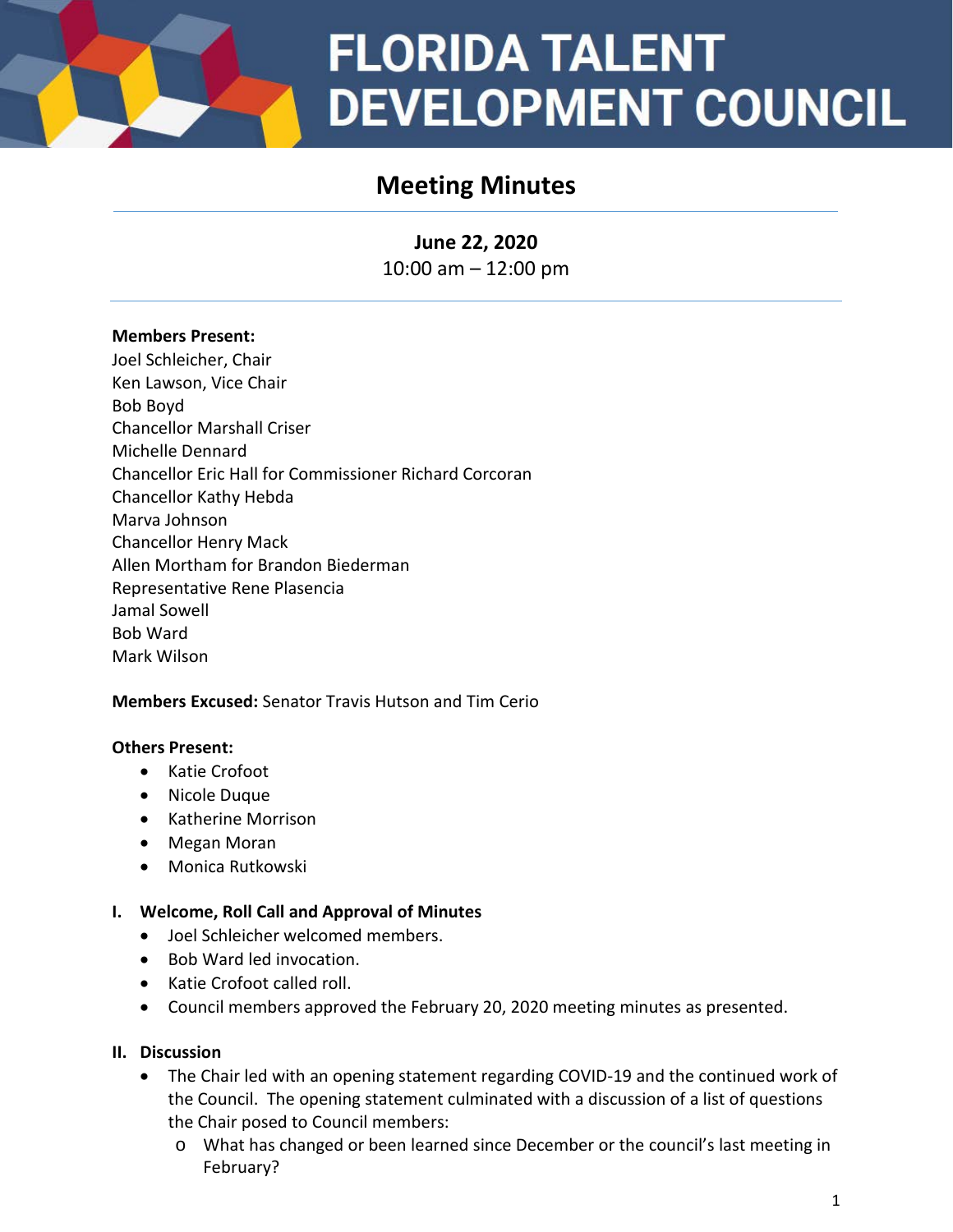# FLORIDA TALENT DEVELOPMENT COUNCIL

## Meeting Minutes

**June 22, 2020**
10:00 am – 12:00 pm

**Members Present:**
Joel Schleicher, Chair
Ken Lawson, Vice Chair
Bob Boyd
Chancellor Marshall Criser
Michelle Dennard
Chancellor Eric Hall for Commissioner Richard Corcoran
Chancellor Kathy Hebda
Marva Johnson
Chancellor Henry Mack
Allen Mortham for Brandon Biederman
Representative Rene Plasencia
Jamal Sowell
Bob Ward
Mark Wilson

**Members Excused:** Senator Travis Hutson and Tim Cerio

**Others Present:**

- Katie Crofoot
- Nicole Duque
- Katherine Morrison
- Megan Moran
- Monica Rutkowski

### I. Welcome, Roll Call and Approval of Minutes

- Joel Schleicher welcomed members.
- Bob Ward led invocation.
- Katie Crofoot called roll.
- Council members approved the February 20, 2020 meeting minutes as presented.

### II. Discussion

- The Chair led with an opening statement regarding COVID-19 and the continued work of the Council. The opening statement culminated with a discussion of a list of questions the Chair posed to Council members:
  - What has changed or been learned since December or the council's last meeting in February?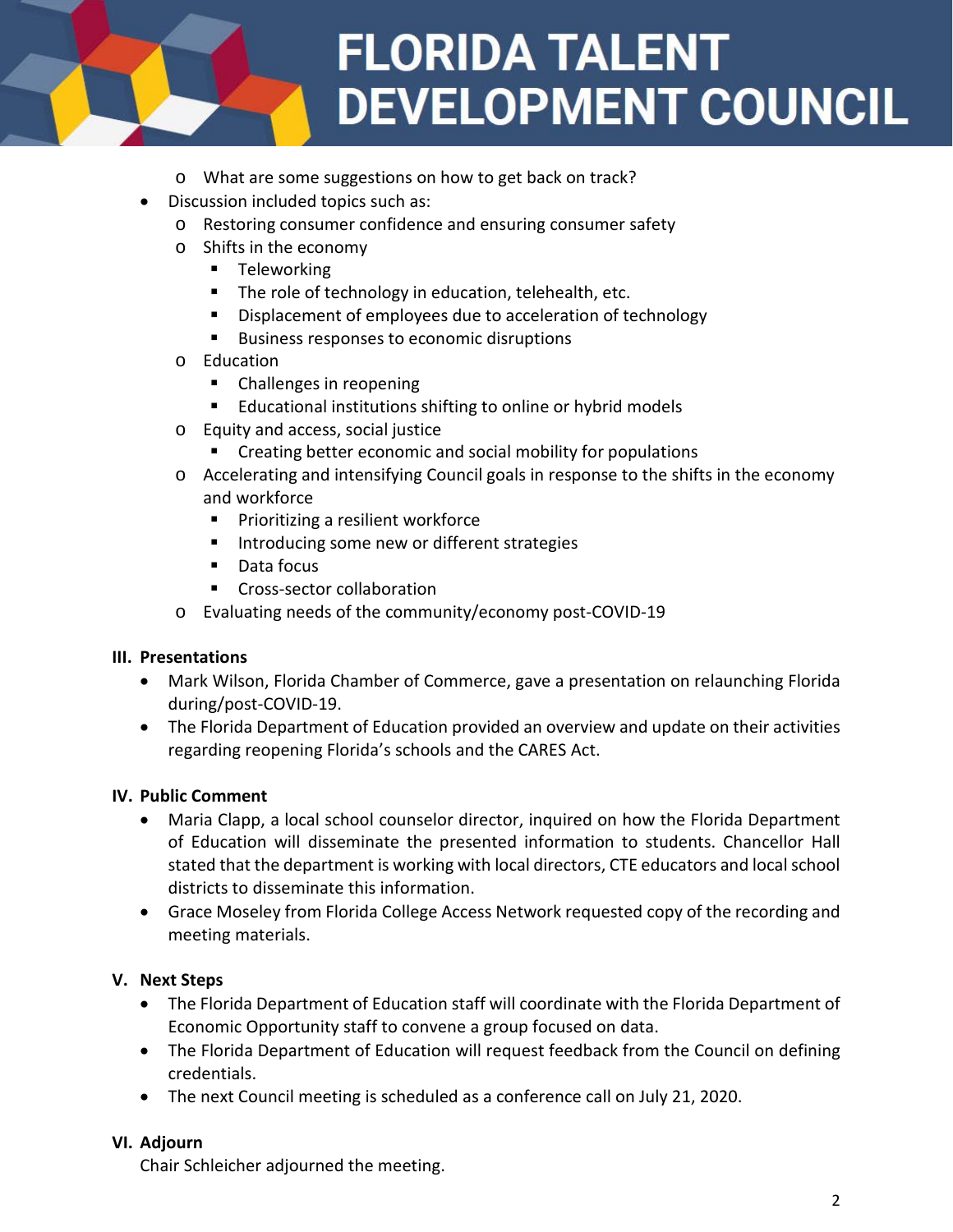- What are some suggestions on how to get back on track?
- Discussion included topics such as:
  - Restoring consumer confidence and ensuring consumer safety
  - Shifts in the economy
    - Teleworking
    - The role of technology in education, telehealth, etc.
    - Displacement of employees due to acceleration of technology
    - Business responses to economic disruptions
  - Education
    - Challenges in reopening
    - Educational institutions shifting to online or hybrid models
  - Equity and access, social justice
    - Creating better economic and social mobility for populations
  - Accelerating and intensifying Council goals in response to the shifts in the economy and workforce
    - Prioritizing a resilient workforce
    - Introducing some new or different strategies
    - Data focus
    - Cross-sector collaboration
  - Evaluating needs of the community/economy post-COVID-19

## III. Presentations

- Mark Wilson, Florida Chamber of Commerce, gave a presentation on relaunching Florida during/post-COVID-19.
- The Florida Department of Education provided an overview and update on their activities regarding reopening Florida's schools and the CARES Act.

## IV. Public Comment

- Maria Clapp, a local school counselor director, inquired on how the Florida Department of Education will disseminate the presented information to students. Chancellor Hall stated that the department is working with local directors, CTE educators and local school districts to disseminate this information.
- Grace Moseley from Florida College Access Network requested copy of the recording and meeting materials.

## V. Next Steps

- The Florida Department of Education staff will coordinate with the Florida Department of Economic Opportunity staff to convene a group focused on data.
- The Florida Department of Education will request feedback from the Council on defining credentials.
- The next Council meeting is scheduled as a conference call on July 21, 2020.

## VI. Adjourn

Chair Schleicher adjourned the meeting.